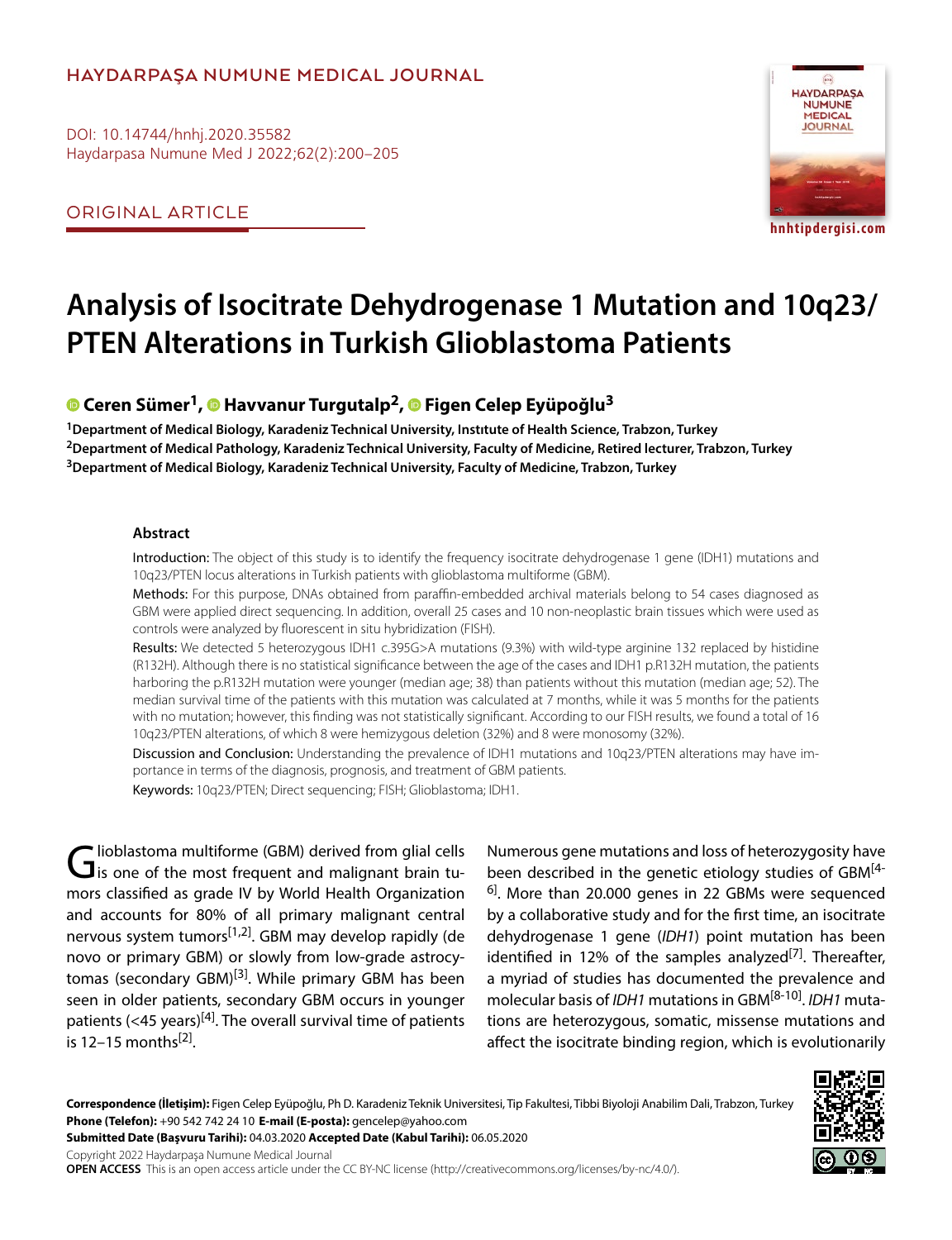HAYDARPAŞA NUMUNE MEDICAL JOURNAL

DOI: 10.14744/hnhj.2020.35582

ORIGINAL ARTICLE

# Analysis of Isocitrate Dehydrogenase 1 Mutation and 10q23/PTEN Alterations in Turkish Glioblastoma Patients

**Ceren Sümer[1], Havvanur Turgutalp[2], Figen Celep Eyüpoğlu[3]**

[1]Department of Medical Biology, Karadeniz Technical University, Instıtute of Health Science, Trabzon, Turkey
[2]Department of Medical Pathology, Karadeniz Technical University, Faculty of Medicine, Retired lecturer, Trabzon, Turkey
[3]Department of Medical Biology, Karadeniz Technical University, Faculty of Medicine, Trabzon, Turkey

## Abstract

Introduction: The object of this study is to identify the frequency isocitrate dehydrogenase 1 gene (IDH1) mutations and 10q23/PTEN locus alterations in Turkish patients with glioblastoma multiforme (GBM).

Methods: For this purpose, DNAs obtained from paraffin-embedded archival materials belong to 54 cases diagnosed as GBM were applied direct sequencing. In addition, overall 25 cases and 10 non-neoplastic brain tissues which were used as controls were analyzed by fluorescent in situ hybridization (FISH).

Results: We detected 5 heterozygous IDH1 c.395G>A mutations (9.3%) with wild-type arginine 132 replaced by histidine (R132H). Although there is no statistical significance between the age of the cases and IDH1 p.R132H mutation, the patients harboring the p.R132H mutation were younger (median age; 38) than patients without this mutation (median age; 52). The median survival time of the patients with this mutation was calculated at 7 months, while it was 5 months for the patients with no mutation; however, this finding was not statistically significant. According to our FISH results, we found a total of 16 10q23/PTEN alterations, of which 8 were hemizygous deletion (32%) and 8 were monosomy (32%).

Discussion and Conclusion: Understanding the prevalence of IDH1 mutations and 10q23/PTEN alterations may have importance in terms of the diagnosis, prognosis, and treatment of GBM patients.

Keywords: 10q23/PTEN; Direct sequencing; FISH; Glioblastoma; IDH1.

Glioblastoma multiforme (GBM) derived from glial cells is one of the most frequent and malignant brain tumors classified as grade IV by World Health Organization and accounts for 80% of all primary malignant central nervous system tumors[1,2]. GBM may develop rapidly (de novo or primary GBM) or slowly from low-grade astrocytomas (secondary GBM)[3]. While primary GBM has been seen in older patients, secondary GBM occurs in younger patients (<45 years)[4]. The overall survival time of patients is 12–15 months[2].

Numerous gene mutations and loss of heterozygosity have been described in the genetic etiology studies of GBM[4-6]. More than 20.000 genes in 22 GBMs were sequenced by a collaborative study and for the first time, an isocitrate dehydrogenase 1 gene (*IDH1*) point mutation has been identified in 12% of the samples analyzed[7]. Thereafter, a myriad of studies has documented the prevalence and molecular basis of *IDH1* mutations in GBM[8-10]. *IDH1* mutations are heterozygous, somatic, missense mutations and affect the isocitrate binding region, which is evolutionarily

**Correspondence (İletişim):** Figen Celep Eyüpoğlu, Ph D. Karadeniz Teknik Universitesi, Tip Fakultesi, Tibbi Biyoloji Anabilim Dali, Trabzon, Turkey
**Phone (Telefon):** +90 542 742 24 10 **E-mail (E-posta):** gencelep@yahoo.com
**Submitted Date (Başvuru Tarihi):** 04.03.2020 **Accepted Date (Kabul Tarihi):** 06.05.2020
Copyright 2022 Haydarpaşa Numune Medical Journal
**OPEN ACCESS** This is an open access article under the CC BY-NC license (http://creativecommons.org/licenses/by-nc/4.0/).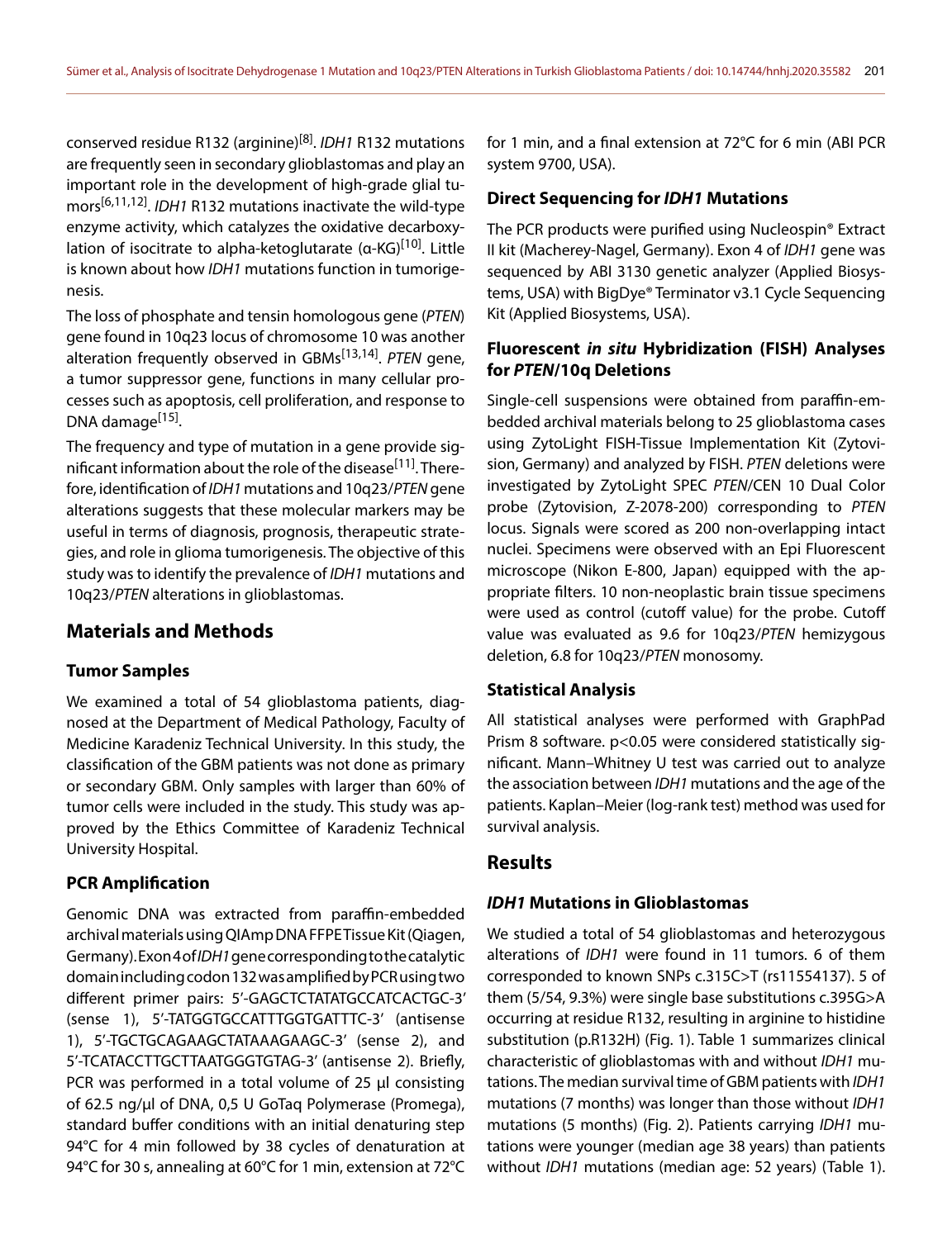conserved residue R132 (arginine)[8]. *IDH1* R132 mutations are frequently seen in secondary glioblastomas and play an important role in the development of high-grade glial tumors[6,11,12]. *IDH1* R132 mutations inactivate the wild-type enzyme activity, which catalyzes the oxidative decarboxylation of isocitrate to alpha-ketoglutarate (α-KG)[10]. Little is known about how *IDH1* mutations function in tumorigenesis.

The loss of phosphate and tensin homologous gene (*PTEN*) gene found in 10q23 locus of chromosome 10 was another alteration frequently observed in GBMs[13,14]. *PTEN* gene, a tumor suppressor gene, functions in many cellular processes such as apoptosis, cell proliferation, and response to DNA damage[15].

The frequency and type of mutation in a gene provide significant information about the role of the disease[11]. Therefore, identification of *IDH1* mutations and 10q23/*PTEN* gene alterations suggests that these molecular markers may be useful in terms of diagnosis, prognosis, therapeutic strategies, and role in glioma tumorigenesis. The objective of this study was to identify the prevalence of *IDH1* mutations and 10q23/*PTEN* alterations in glioblastomas.

## Materials and Methods

### Tumor Samples

We examined a total of 54 glioblastoma patients, diagnosed at the Department of Medical Pathology, Faculty of Medicine Karadeniz Technical University. In this study, the classification of the GBM patients was not done as primary or secondary GBM. Only samples with larger than 60% of tumor cells were included in the study. This study was approved by the Ethics Committee of Karadeniz Technical University Hospital.

### PCR Amplification

Genomic DNA was extracted from paraffin-embedded archival materials using QIAmp DNA FFPE Tissue Kit (Qiagen, Germany). Exon 4 of *IDH1* gene corresponding to the catalytic domain including codon 132 was amplified by PCR using two different primer pairs: 5'-GAGCTCTATATGCCATCACTGC-3' (sense 1), 5'-TATGGTGCCATTTGGTGATTTC-3' (antisense 1), 5'-TGCTGCAGAAGCTATAAAGAAGC-3' (sense 2), and 5'-TCATACCTTGCTTAATGGGTGTAG-3' (antisense 2). Briefly, PCR was performed in a total volume of 25 µl consisting of 62.5 ng/µl of DNA, 0,5 U GoTaq Polymerase (Promega), standard buffer conditions with an initial denaturing step 94°C for 4 min followed by 38 cycles of denaturation at 94°C for 30 s, annealing at 60°C for 1 min, extension at 72°C for 1 min, and a final extension at 72°C for 6 min (ABI PCR system 9700, USA).

### Direct Sequencing for *IDH1* Mutations

The PCR products were purified using Nucleospin® Extract II kit (Macherey-Nagel, Germany). Exon 4 of *IDH1* gene was sequenced by ABI 3130 genetic analyzer (Applied Biosystems, USA) with BigDye® Terminator v3.1 Cycle Sequencing Kit (Applied Biosystems, USA).

### Fluorescent *in situ* Hybridization (FISH) Analyses for *PTEN*/10q Deletions

Single-cell suspensions were obtained from paraffin-embedded archival materials belong to 25 glioblastoma cases using ZytoLight FISH-Tissue Implementation Kit (Zytovision, Germany) and analyzed by FISH. *PTEN* deletions were investigated by ZytoLight SPEC *PTEN*/CEN 10 Dual Color probe (Zytovision, Z-2078-200) corresponding to *PTEN* locus. Signals were scored as 200 non-overlapping intact nuclei. Specimens were observed with an Epi Fluorescent microscope (Nikon E-800, Japan) equipped with the appropriate filters. 10 non-neoplastic brain tissue specimens were used as control (cutoff value) for the probe. Cutoff value was evaluated as 9.6 for 10q23/*PTEN* hemizygous deletion, 6.8 for 10q23/*PTEN* monosomy.

### Statistical Analysis

All statistical analyses were performed with GraphPad Prism 8 software. $p<0.05$ were considered statistically significant. Mann–Whitney U test was carried out to analyze the association between *IDH1* mutations and the age of the patients. Kaplan–Meier (log-rank test) method was used for survival analysis.

## Results

### *IDH1* Mutations in Glioblastomas

We studied a total of 54 glioblastomas and heterozygous alterations of *IDH1* were found in 11 tumors. 6 of them corresponded to known SNPs c.315C>T (rs11554137). 5 of them (5/54, 9.3%) were single base substitutions c.395G>A occurring at residue R132, resulting in arginine to histidine substitution (p.R132H) (Fig. 1). Table 1 summarizes clinical characteristic of glioblastomas with and without *IDH1* mutations. The median survival time of GBM patients with *IDH1* mutations (7 months) was longer than those without *IDH1* mutations (5 months) (Fig. 2). Patients carrying *IDH1* mutations were younger (median age 38 years) than patients without *IDH1* mutations (median age: 52 years) (Table 1).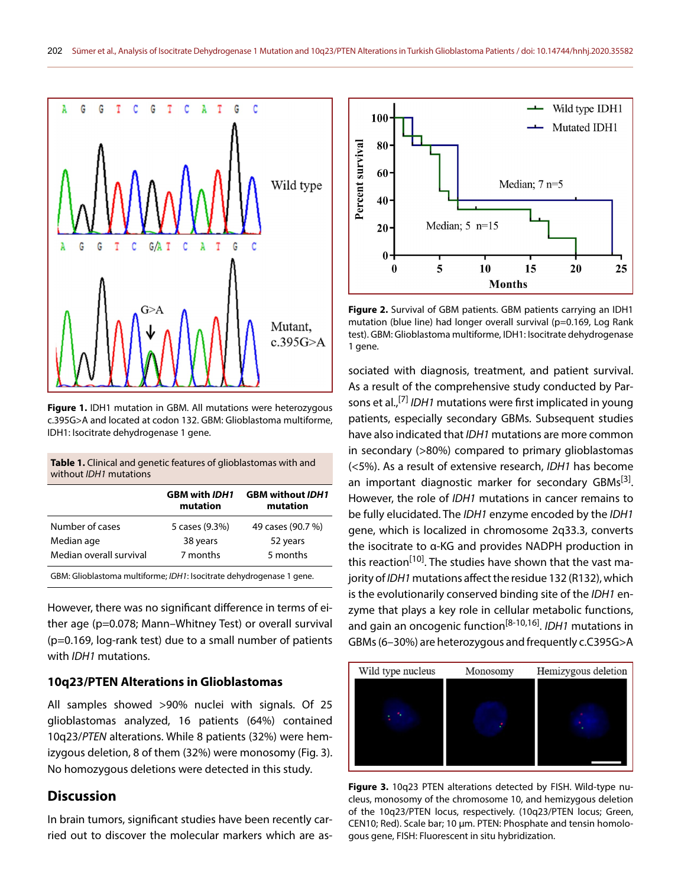Figure 1. IDH1 mutation in GBM. All mutations were heterozygous c.395G>A and located at codon 132. GBM: Glioblastoma multiforme, IDH1: Isocitrate dehydrogenase 1 gene.

**Table 1.** Clinical and genetic features of glioblastomas with and without *IDH1* mutations

| | GBM with *IDH1* mutation | GBM without *IDH1* mutation |
|---|---|---|
| Number of cases | 5 cases (9.3%) | 49 cases (90.7 %) |
| Median age | 38 years | 52 years |
| Median overall survival | 7 months | 5 months |

GBM: Glioblastoma multiforme; *IDH1*: Isocitrate dehydrogenase 1 gene.

However, there was no significant difference in terms of either age (p=0.078; Mann–Whitney Test) or overall survival (p=0.169, log-rank test) due to a small number of patients with *IDH1* mutations.

### 10q23/PTEN Alterations in Glioblastomas

All samples showed >90% nuclei with signals. Of 25 glioblastomas analyzed, 16 patients (64%) contained 10q23/*PTEN* alterations. While 8 patients (32%) were hemizygous deletion, 8 of them (32%) were monosomy (Fig. 3). No homozygous deletions were detected in this study.

## Discussion

In brain tumors, significant studies have been recently carried out to discover the molecular markers which are associated with diagnosis, treatment, and patient survival. As a result of the comprehensive study conducted by Parsons et al.,[7] *IDH1* mutations were first implicated in young patients, especially secondary GBMs. Subsequent studies have also indicated that *IDH1* mutations are more common in secondary (>80%) compared to primary glioblastomas (<5%). As a result of extensive research, *IDH1* has become an important diagnostic marker for secondary GBMs[3]. However, the role of *IDH1* mutations in cancer remains to be fully elucidated. The *IDH1* enzyme encoded by the *IDH1* gene, which is localized in chromosome 2q33.3, converts the isocitrate to α-KG and provides NADPH production in this reaction[10]. The studies have shown that the vast majority of *IDH1* mutations affect the residue 132 (R132), which is the evolutionarily conserved binding site of the *IDH1* enzyme that plays a key role in cellular metabolic functions, and gain an oncogenic function[8-10,16]. *IDH1* mutations in GBMs (6–30%) are heterozygous and frequently c.C395G>A

Figure 2. Survival of GBM patients. GBM patients carrying an IDH1 mutation (blue line) had longer overall survival (p=0.169, Log Rank test). GBM: Glioblastoma multiforme, IDH1: Isocitrate dehydrogenase 1 gene.

Figure 3. 10q23 PTEN alterations detected by FISH. Wild-type nucleus, monosomy of the chromosome 10, and hemizygous deletion of the 10q23/PTEN locus, respectively. (10q23/PTEN locus; Green, CEN10; Red). Scale bar; 10 µm. PTEN: Phosphate and tensin homologous gene, FISH: Fluorescent in situ hybridization.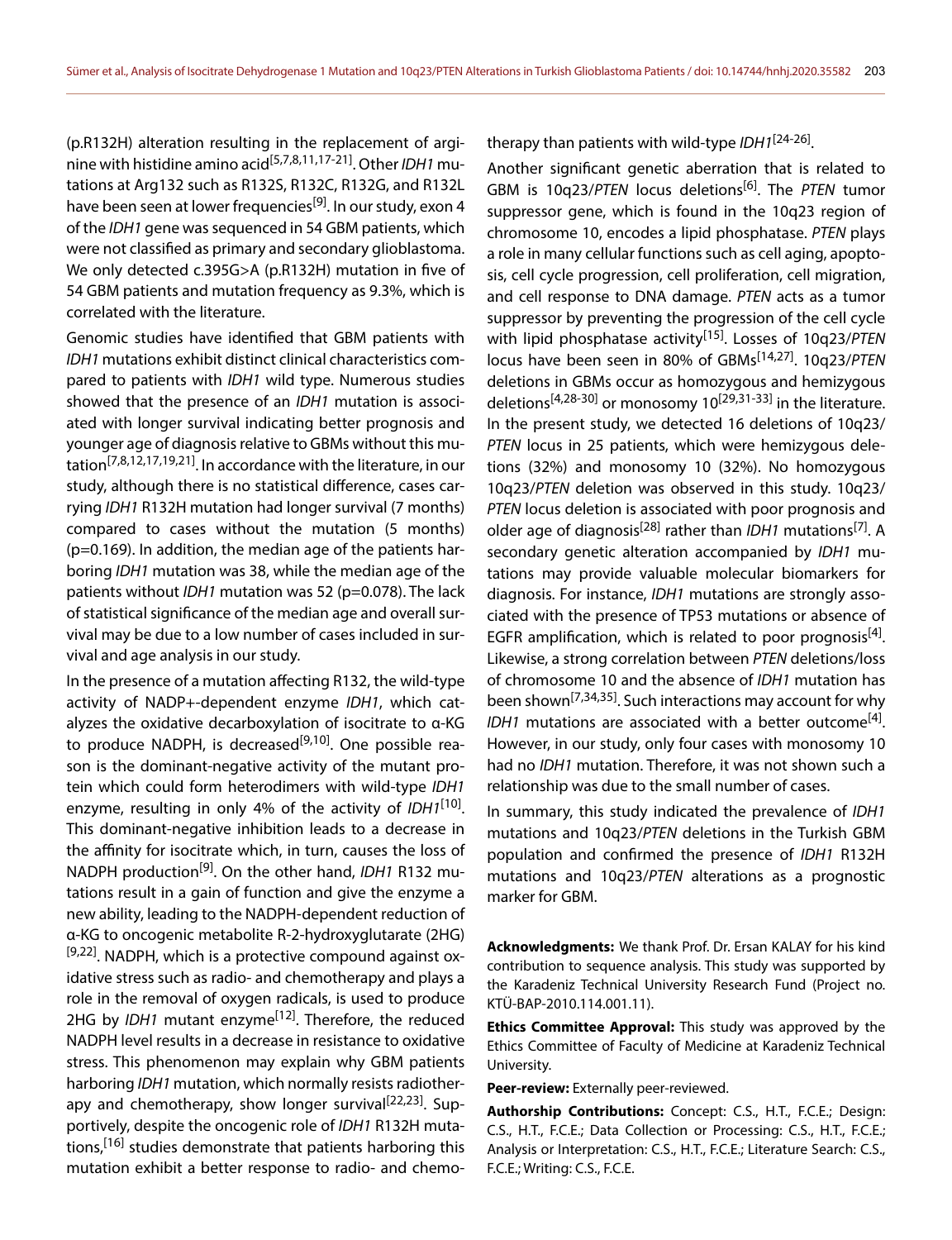(p.R132H) alteration resulting in the replacement of arginine with histidine amino acid[5,7,8,11,17-21]. Other *IDH1* mutations at Arg132 such as R132S, R132C, R132G, and R132L have been seen at lower frequencies[9]. In our study, exon 4 of the *IDH1* gene was sequenced in 54 GBM patients, which were not classified as primary and secondary glioblastoma. We only detected c.395G>A (p.R132H) mutation in five of 54 GBM patients and mutation frequency as 9.3%, which is correlated with the literature.

Genomic studies have identified that GBM patients with *IDH1* mutations exhibit distinct clinical characteristics compared to patients with *IDH1* wild type. Numerous studies showed that the presence of an *IDH1* mutation is associated with longer survival indicating better prognosis and younger age of diagnosis relative to GBMs without this mutation[7,8,12,17,19,21]. In accordance with the literature, in our study, although there is no statistical difference, cases carrying *IDH1* R132H mutation had longer survival (7 months) compared to cases without the mutation (5 months) ($p=0.169$). In addition, the median age of the patients harboring *IDH1* mutation was 38, while the median age of the patients without *IDH1* mutation was 52 ($p=0.078$). The lack of statistical significance of the median age and overall survival may be due to a low number of cases included in survival and age analysis in our study.

In the presence of a mutation affecting R132, the wild-type activity of NADP+-dependent enzyme *IDH1*, which catalyzes the oxidative decarboxylation of isocitrate to α-KG to produce NADPH, is decreased[9,10]. One possible reason is the dominant-negative activity of the mutant protein which could form heterodimers with wild-type *IDH1* enzyme, resulting in only 4% of the activity of *IDH1*[10]. This dominant-negative inhibition leads to a decrease in the affinity for isocitrate which, in turn, causes the loss of NADPH production[9]. On the other hand, *IDH1* R132 mutations result in a gain of function and give the enzyme a new ability, leading to the NADPH-dependent reduction of α-KG to oncogenic metabolite R-2-hydroxyglutarate (2HG) [9,22]. NADPH, which is a protective compound against oxidative stress such as radio- and chemotherapy and plays a role in the removal of oxygen radicals, is used to produce 2HG by *IDH1* mutant enzyme[12]. Therefore, the reduced NADPH level results in a decrease in resistance to oxidative stress. This phenomenon may explain why GBM patients harboring *IDH1* mutation, which normally resists radiotherapy and chemotherapy, show longer survival[22,23]. Supportively, despite the oncogenic role of *IDH1* R132H mutations,[16] studies demonstrate that patients harboring this mutation exhibit a better response to radio- and chemotherapy than patients with wild-type *IDH1*[24-26].

Another significant genetic aberration that is related to GBM is 10q23/*PTEN* locus deletions[6]. The *PTEN* tumor suppressor gene, which is found in the 10q23 region of chromosome 10, encodes a lipid phosphatase. *PTEN* plays a role in many cellular functions such as cell aging, apoptosis, cell cycle progression, cell proliferation, cell migration, and cell response to DNA damage. *PTEN* acts as a tumor suppressor by preventing the progression of the cell cycle with lipid phosphatase activity[15]. Losses of 10q23/*PTEN* locus have been seen in 80% of GBMs[14,27]. 10q23/*PTEN* deletions in GBMs occur as homozygous and hemizygous deletions[4,28-30] or monosomy 10[29,31-33] in the literature. In the present study, we detected 16 deletions of 10q23/*PTEN* locus in 25 patients, which were hemizygous deletions (32%) and monosomy 10 (32%). No homozygous 10q23/*PTEN* deletion was observed in this study. 10q23/*PTEN* locus deletion is associated with poor prognosis and older age of diagnosis[28] rather than *IDH1* mutations[7]. A secondary genetic alteration accompanied by *IDH1* mutations may provide valuable molecular biomarkers for diagnosis. For instance, *IDH1* mutations are strongly associated with the presence of TP53 mutations or absence of EGFR amplification, which is related to poor prognosis[4]. Likewise, a strong correlation between *PTEN* deletions/loss of chromosome 10 and the absence of *IDH1* mutation has been shown[7,34,35]. Such interactions may account for why *IDH1* mutations are associated with a better outcome[4]. However, in our study, only four cases with monosomy 10 had no *IDH1* mutation. Therefore, it was not shown such a relationship was due to the small number of cases.

In summary, this study indicated the prevalence of *IDH1* mutations and 10q23/*PTEN* deletions in the Turkish GBM population and confirmed the presence of *IDH1* R132H mutations and 10q23/*PTEN* alterations as a prognostic marker for GBM.

**Acknowledgments:** We thank Prof. Dr. Ersan KALAY for his kind contribution to sequence analysis. This study was supported by the Karadeniz Technical University Research Fund (Project no. KTÜ-BAP-2010.114.001.11).

**Ethics Committee Approval:** This study was approved by the Ethics Committee of Faculty of Medicine at Karadeniz Technical University.

**Peer-review:** Externally peer-reviewed.

**Authorship Contributions:** Concept: C.S., H.T., F.C.E.; Design: C.S., H.T., F.C.E.; Data Collection or Processing: C.S., H.T., F.C.E.; Analysis or Interpretation: C.S., H.T., F.C.E.; Literature Search: C.S., F.C.E.; Writing: C.S., F.C.E.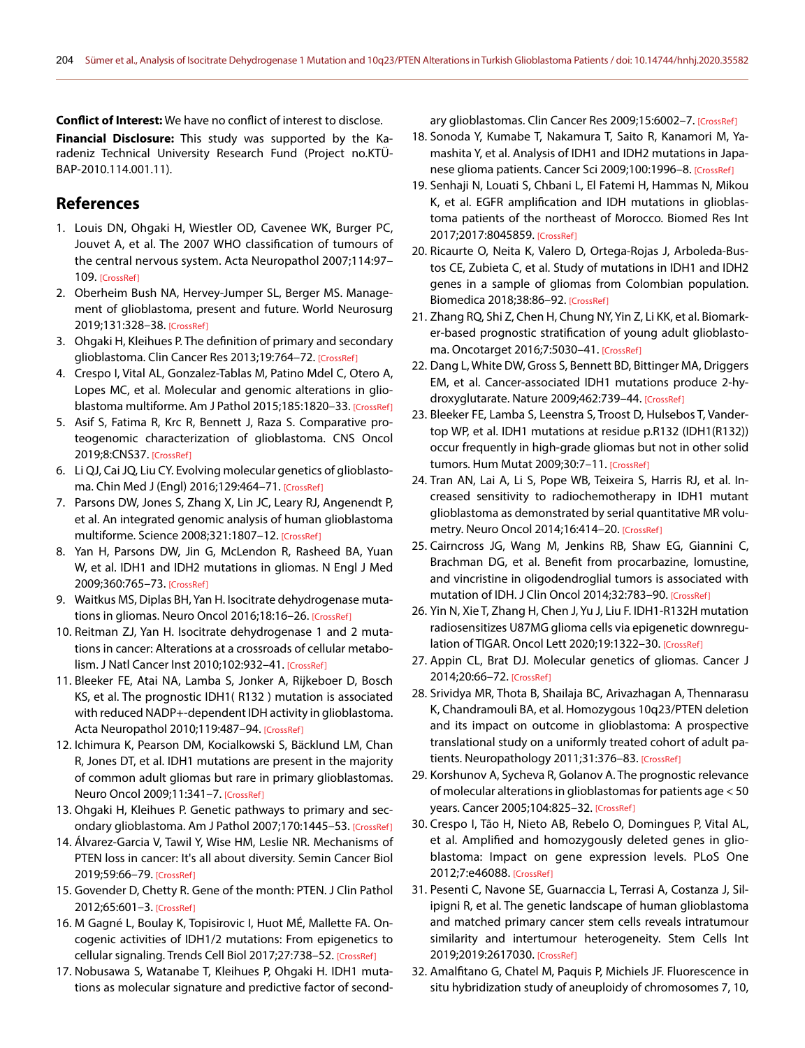**Conflict of Interest:** We have no conflict of interest to disclose.

**Financial Disclosure:** This study was supported by the Karadeniz Technical University Research Fund (Project no.KTÜ-BAP-2010.114.001.11).

## References

1. Louis DN, Ohgaki H, Wiestler OD, Cavenee WK, Burger PC, Jouvet A, et al. The 2007 WHO classification of tumours of the central nervous system. Acta Neuropathol 2007;114:97–109. [CrossRef]
2. Oberheim Bush NA, Hervey-Jumper SL, Berger MS. Management of glioblastoma, present and future. World Neurosurg 2019;131:328–38. [CrossRef]
3. Ohgaki H, Kleihues P. The definition of primary and secondary glioblastoma. Clin Cancer Res 2013;19:764–72. [CrossRef]
4. Crespo I, Vital AL, Gonzalez-Tablas M, Patino Mdel C, Otero A, Lopes MC, et al. Molecular and genomic alterations in glioblastoma multiforme. Am J Pathol 2015;185:1820–33. [CrossRef]
5. Asif S, Fatima R, Krc R, Bennett J, Raza S. Comparative proteogenomic characterization of glioblastoma. CNS Oncol 2019;8:CNS37. [CrossRef]
6. Li QJ, Cai JQ, Liu CY. Evolving molecular genetics of glioblastoma. Chin Med J (Engl) 2016;129:464–71. [CrossRef]
7. Parsons DW, Jones S, Zhang X, Lin JC, Leary RJ, Angenendt P, et al. An integrated genomic analysis of human glioblastoma multiforme. Science 2008;321:1807–12. [CrossRef]
8. Yan H, Parsons DW, Jin G, McLendon R, Rasheed BA, Yuan W, et al. IDH1 and IDH2 mutations in gliomas. N Engl J Med 2009;360:765–73. [CrossRef]
9. Waitkus MS, Diplas BH, Yan H. Isocitrate dehydrogenase mutations in gliomas. Neuro Oncol 2016;18:16–26. [CrossRef]
10. Reitman ZJ, Yan H. Isocitrate dehydrogenase 1 and 2 mutations in cancer: Alterations at a crossroads of cellular metabolism. J Natl Cancer Inst 2010;102:932–41. [CrossRef]
11. Bleeker FE, Atai NA, Lamba S, Jonker A, Rijkeboer D, Bosch KS, et al. The prognostic IDH1( R132 ) mutation is associated with reduced NADP+-dependent IDH activity in glioblastoma. Acta Neuropathol 2010;119:487–94. [CrossRef]
12. Ichimura K, Pearson DM, Kocialkowski S, Bäcklund LM, Chan R, Jones DT, et al. IDH1 mutations are present in the majority of common adult gliomas but rare in primary glioblastomas. Neuro Oncol 2009;11:341–7. [CrossRef]
13. Ohgaki H, Kleihues P. Genetic pathways to primary and secondary glioblastoma. Am J Pathol 2007;170:1445–53. [CrossRef]
14. Álvarez-Garcia V, Tawil Y, Wise HM, Leslie NR. Mechanisms of PTEN loss in cancer: It's all about diversity. Semin Cancer Biol 2019;59:66–79. [CrossRef]
15. Govender D, Chetty R. Gene of the month: PTEN. J Clin Pathol 2012;65:601–3. [CrossRef]
16. M Gagné L, Boulay K, Topisirovic I, Huot MÉ, Mallette FA. Oncogenic activities of IDH1/2 mutations: From epigenetics to cellular signaling. Trends Cell Biol 2017;27:738–52. [CrossRef]
17. Nobusawa S, Watanabe T, Kleihues P, Ohgaki H. IDH1 mutations as molecular signature and predictive factor of secondary glioblastomas. Clin Cancer Res 2009;15:6002–7. [CrossRef]
18. Sonoda Y, Kumabe T, Nakamura T, Saito R, Kanamori M, Yamashita Y, et al. Analysis of IDH1 and IDH2 mutations in Japanese glioma patients. Cancer Sci 2009;100:1996–8. [CrossRef]
19. Senhaji N, Louati S, Chbani L, El Fatemi H, Hammas N, Mikou K, et al. EGFR amplification and IDH mutations in glioblastoma patients of the northeast of Morocco. Biomed Res Int 2017;2017:8045859. [CrossRef]
20. Ricaurte O, Neita K, Valero D, Ortega-Rojas J, Arboleda-Bustos CE, Zubieta C, et al. Study of mutations in IDH1 and IDH2 genes in a sample of gliomas from Colombian population. Biomedica 2018;38:86–92. [CrossRef]
21. Zhang RQ, Shi Z, Chen H, Chung NY, Yin Z, Li KK, et al. Biomarker-based prognostic stratification of young adult glioblastoma. Oncotarget 2016;7:5030–41. [CrossRef]
22. Dang L, White DW, Gross S, Bennett BD, Bittinger MA, Driggers EM, et al. Cancer-associated IDH1 mutations produce 2-hydroxyglutarate. Nature 2009;462:739–44. [CrossRef]
23. Bleeker FE, Lamba S, Leenstra S, Troost D, Hulsebos T, Vandertop WP, et al. IDH1 mutations at residue p.R132 (IDH1(R132)) occur frequently in high-grade gliomas but not in other solid tumors. Hum Mutat 2009;30:7–11. [CrossRef]
24. Tran AN, Lai A, Li S, Pope WB, Teixeira S, Harris RJ, et al. Increased sensitivity to radiochemotherapy in IDH1 mutant glioblastoma as demonstrated by serial quantitative MR volumetry. Neuro Oncol 2014;16:414–20. [CrossRef]
25. Cairncross JG, Wang M, Jenkins RB, Shaw EG, Giannini C, Brachman DG, et al. Benefit from procarbazine, lomustine, and vincristine in oligodendroglial tumors is associated with mutation of IDH. J Clin Oncol 2014;32:783–90. [CrossRef]
26. Yin N, Xie T, Zhang H, Chen J, Yu J, Liu F. IDH1-R132H mutation radiosensitizes U87MG glioma cells via epigenetic downregulation of TIGAR. Oncol Lett 2020;19:1322–30. [CrossRef]
27. Appin CL, Brat DJ. Molecular genetics of gliomas. Cancer J 2014;20:66–72. [CrossRef]
28. Srividya MR, Thota B, Shailaja BC, Arivazhagan A, Thennarasu K, Chandramouli BA, et al. Homozygous 10q23/PTEN deletion and its impact on outcome in glioblastoma: A prospective translational study on a uniformly treated cohort of adult patients. Neuropathology 2011;31:376–83. [CrossRef]
29. Korshunov A, Sycheva R, Golanov A. The prognostic relevance of molecular alterations in glioblastomas for patients age < 50 years. Cancer 2005;104:825–32. [CrossRef]
30. Crespo I, Tão H, Nieto AB, Rebelo O, Domingues P, Vital AL, et al. Amplified and homozygously deleted genes in glioblastoma: Impact on gene expression levels. PLoS One 2012;7:e46088. [CrossRef]
31. Pesenti C, Navone SE, Guarnaccia L, Terrasi A, Costanza J, Silipigni R, et al. The genetic landscape of human glioblastoma and matched primary cancer stem cells reveals intratumour similarity and intertumour heterogeneity. Stem Cells Int 2019;2019:2617030. [CrossRef]
32. Amalfitano G, Chatel M, Paquis P, Michiels JF. Fluorescence in situ hybridization study of aneuploidy of chromosomes 7, 10,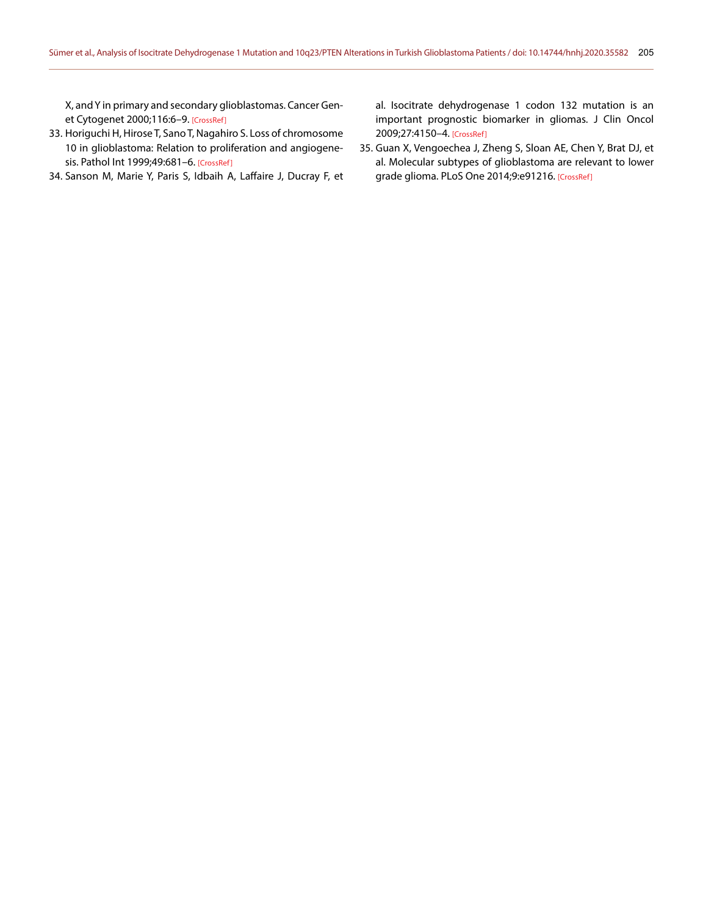X, and Y in primary and secondary glioblastomas. Cancer Genet Cytogenet 2000;116:6–9. [CrossRef]

33. Horiguchi H, Hirose T, Sano T, Nagahiro S. Loss of chromosome 10 in glioblastoma: Relation to proliferation and angiogenesis. Pathol Int 1999;49:681–6. [CrossRef]
34. Sanson M, Marie Y, Paris S, Idbaih A, Laffaire J, Ducray F, et al. Isocitrate dehydrogenase 1 codon 132 mutation is an important prognostic biomarker in gliomas. J Clin Oncol 2009;27:4150–4. [CrossRef]
35. Guan X, Vengoechea J, Zheng S, Sloan AE, Chen Y, Brat DJ, et al. Molecular subtypes of glioblastoma are relevant to lower grade glioma. PLoS One 2014;9:e91216. [CrossRef]